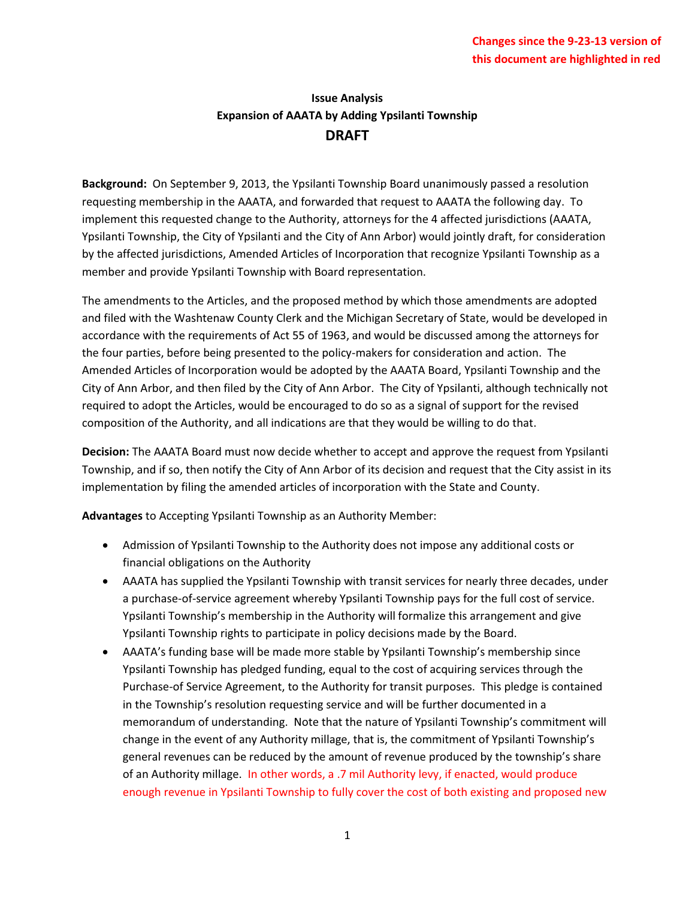Changes since the 9-23-13 version of this document are highlighted in red

**Issue Analysis**
**Expansion of AAATA by Adding Ypsilanti Township**
## DRAFT

**Background:** On September 9, 2013, the Ypsilanti Township Board unanimously passed a resolution requesting membership in the AAATA, and forwarded that request to AAATA the following day. To implement this requested change to the Authority, attorneys for the 4 affected jurisdictions (AAATA, Ypsilanti Township, the City of Ypsilanti and the City of Ann Arbor) would jointly draft, for consideration by the affected jurisdictions, Amended Articles of Incorporation that recognize Ypsilanti Township as a member and provide Ypsilanti Township with Board representation.

The amendments to the Articles, and the proposed method by which those amendments are adopted and filed with the Washtenaw County Clerk and the Michigan Secretary of State, would be developed in accordance with the requirements of Act 55 of 1963, and would be discussed among the attorneys for the four parties, before being presented to the policy-makers for consideration and action. The Amended Articles of Incorporation would be adopted by the AAATA Board, Ypsilanti Township and the City of Ann Arbor, and then filed by the City of Ann Arbor. The City of Ypsilanti, although technically not required to adopt the Articles, would be encouraged to do so as a signal of support for the revised composition of the Authority, and all indications are that they would be willing to do that.

**Decision:** The AAATA Board must now decide whether to accept and approve the request from Ypsilanti Township, and if so, then notify the City of Ann Arbor of its decision and request that the City assist in its implementation by filing the amended articles of incorporation with the State and County.

**Advantages** to Accepting Ypsilanti Township as an Authority Member:

- Admission of Ypsilanti Township to the Authority does not impose any additional costs or financial obligations on the Authority
- AAATA has supplied the Ypsilanti Township with transit services for nearly three decades, under a purchase-of-service agreement whereby Ypsilanti Township pays for the full cost of service. Ypsilanti Township's membership in the Authority will formalize this arrangement and give Ypsilanti Township rights to participate in policy decisions made by the Board.
- AAATA's funding base will be made more stable by Ypsilanti Township's membership since Ypsilanti Township has pledged funding, equal to the cost of acquiring services through the Purchase-of Service Agreement, to the Authority for transit purposes. This pledge is contained in the Township's resolution requesting service and will be further documented in a memorandum of understanding. Note that the nature of Ypsilanti Township's commitment will change in the event of any Authority millage, that is, the commitment of Ypsilanti Township's general revenues can be reduced by the amount of revenue produced by the township's share of an Authority millage. In other words, a .7 mil Authority levy, if enacted, would produce enough revenue in Ypsilanti Township to fully cover the cost of both existing and proposed new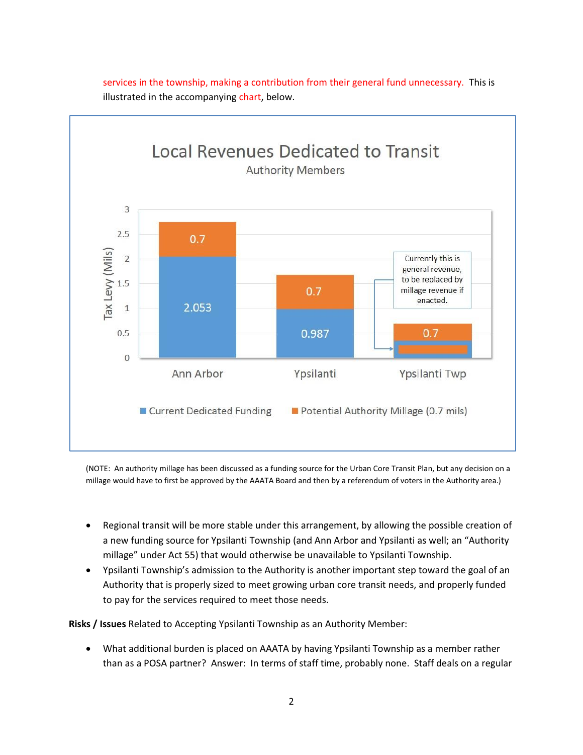services in the township, making a contribution from their general fund unnecessary. This is illustrated in the accompanying chart, below.

**Local Revenues Dedicated to Transit**
Authority Members

| | Current Dedicated Funding | Potential Authority Millage (0.7 mils) |
|---|---|---|
| Ann Arbor | 2.053 | 0.7 |
| Ypsilanti | 0.987 | 0.7 |
| Ypsilanti Twp | | 0.7 |

Tax Levy (Mils)

Currently this is general revenue, to be replaced by millage revenue if enacted.

(NOTE: An authority millage has been discussed as a funding source for the Urban Core Transit Plan, but any decision on a millage would have to first be approved by the AAATA Board and then by a referendum of voters in the Authority area.)

- Regional transit will be more stable under this arrangement, by allowing the possible creation of a new funding source for Ypsilanti Township (and Ann Arbor and Ypsilanti as well; an "Authority millage" under Act 55) that would otherwise be unavailable to Ypsilanti Township.
- Ypsilanti Township's admission to the Authority is another important step toward the goal of an Authority that is properly sized to meet growing urban core transit needs, and properly funded to pay for the services required to meet those needs.

**Risks / Issues** Related to Accepting Ypsilanti Township as an Authority Member:

- What additional burden is placed on AAATA by having Ypsilanti Township as a member rather than as a POSA partner? Answer: In terms of staff time, probably none. Staff deals on a regular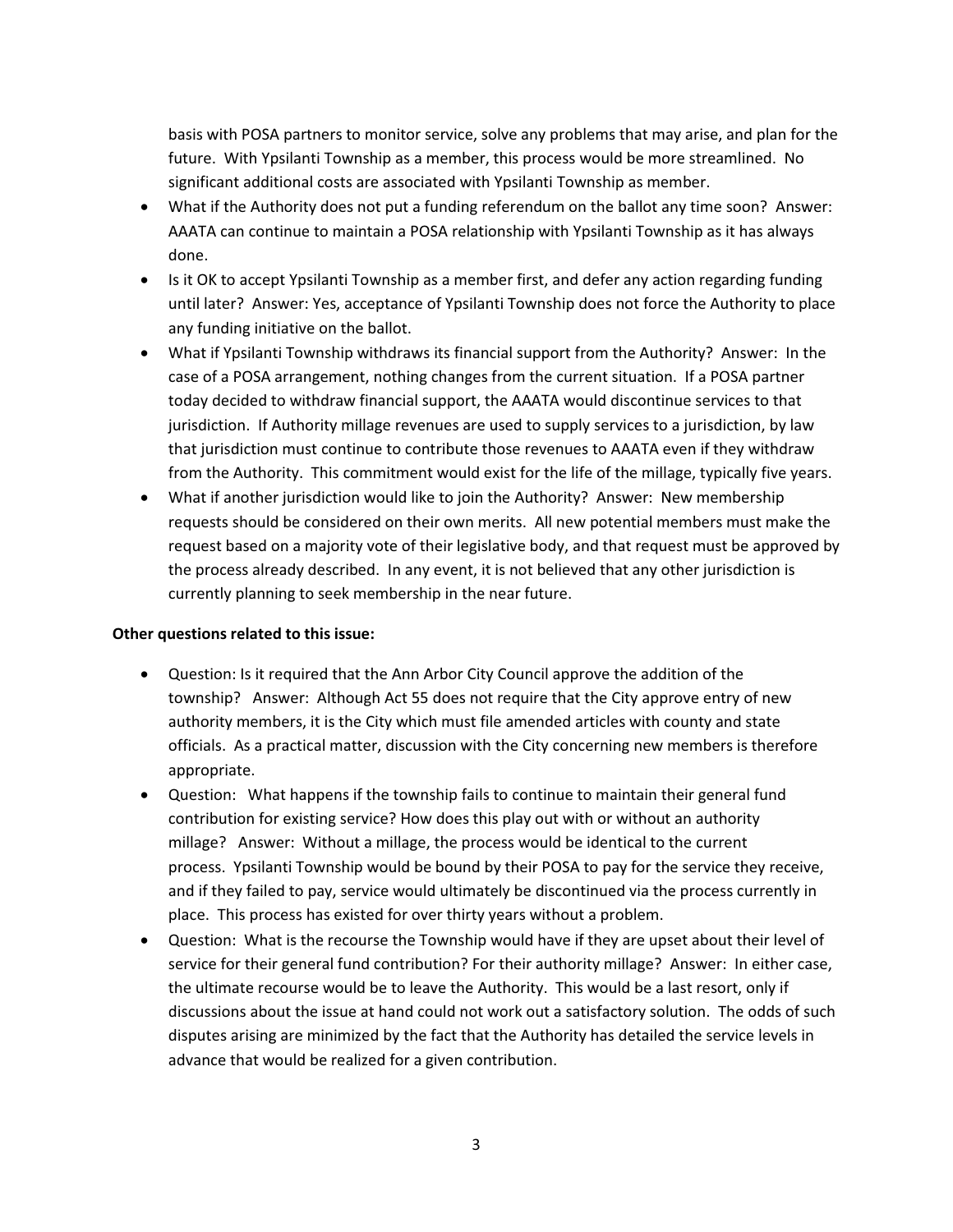basis with POSA partners to monitor service, solve any problems that may arise, and plan for the future. With Ypsilanti Township as a member, this process would be more streamlined. No significant additional costs are associated with Ypsilanti Township as member.

- What if the Authority does not put a funding referendum on the ballot any time soon? Answer: AAATA can continue to maintain a POSA relationship with Ypsilanti Township as it has always done.
- Is it OK to accept Ypsilanti Township as a member first, and defer any action regarding funding until later? Answer: Yes, acceptance of Ypsilanti Township does not force the Authority to place any funding initiative on the ballot.
- What if Ypsilanti Township withdraws its financial support from the Authority? Answer: In the case of a POSA arrangement, nothing changes from the current situation. If a POSA partner today decided to withdraw financial support, the AAATA would discontinue services to that jurisdiction. If Authority millage revenues are used to supply services to a jurisdiction, by law that jurisdiction must continue to contribute those revenues to AAATA even if they withdraw from the Authority. This commitment would exist for the life of the millage, typically five years.
- What if another jurisdiction would like to join the Authority? Answer: New membership requests should be considered on their own merits. All new potential members must make the request based on a majority vote of their legislative body, and that request must be approved by the process already described. In any event, it is not believed that any other jurisdiction is currently planning to seek membership in the near future.

**Other questions related to this issue:**

- Question: Is it required that the Ann Arbor City Council approve the addition of the township? Answer: Although Act 55 does not require that the City approve entry of new authority members, it is the City which must file amended articles with county and state officials. As a practical matter, discussion with the City concerning new members is therefore appropriate.
- Question: What happens if the township fails to continue to maintain their general fund contribution for existing service? How does this play out with or without an authority millage? Answer: Without a millage, the process would be identical to the current process. Ypsilanti Township would be bound by their POSA to pay for the service they receive, and if they failed to pay, service would ultimately be discontinued via the process currently in place. This process has existed for over thirty years without a problem.
- Question: What is the recourse the Township would have if they are upset about their level of service for their general fund contribution? For their authority millage? Answer: In either case, the ultimate recourse would be to leave the Authority. This would be a last resort, only if discussions about the issue at hand could not work out a satisfactory solution. The odds of such disputes arising are minimized by the fact that the Authority has detailed the service levels in advance that would be realized for a given contribution.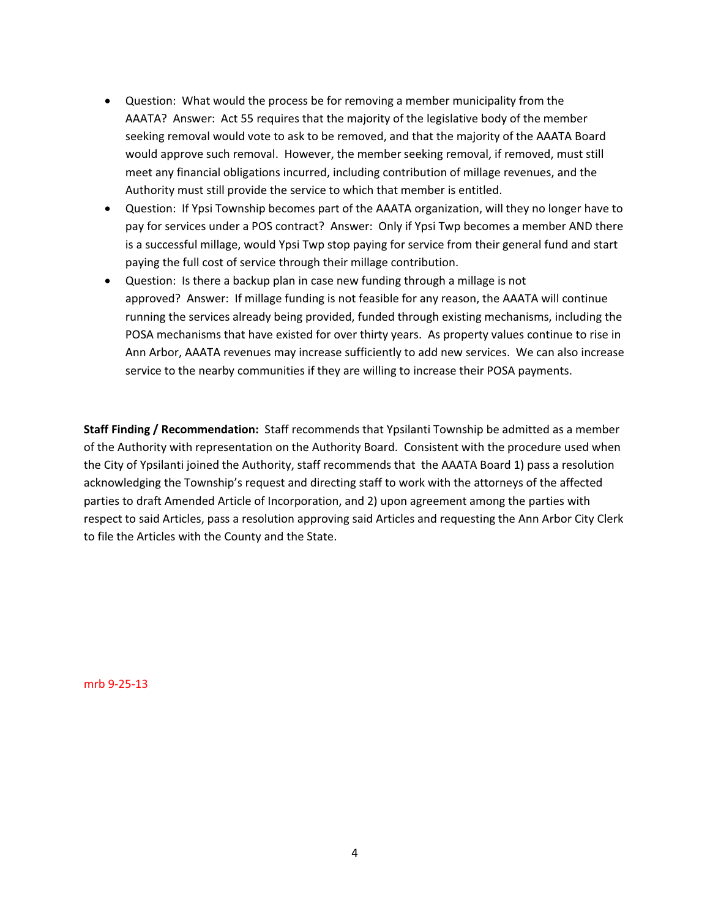- Question: What would the process be for removing a member municipality from the AAATA? Answer: Act 55 requires that the majority of the legislative body of the member seeking removal would vote to ask to be removed, and that the majority of the AAATA Board would approve such removal. However, the member seeking removal, if removed, must still meet any financial obligations incurred, including contribution of millage revenues, and the Authority must still provide the service to which that member is entitled.
- Question: If Ypsi Township becomes part of the AAATA organization, will they no longer have to pay for services under a POS contract? Answer: Only if Ypsi Twp becomes a member AND there is a successful millage, would Ypsi Twp stop paying for service from their general fund and start paying the full cost of service through their millage contribution.
- Question: Is there a backup plan in case new funding through a millage is not approved? Answer: If millage funding is not feasible for any reason, the AAATA will continue running the services already being provided, funded through existing mechanisms, including the POSA mechanisms that have existed for over thirty years. As property values continue to rise in Ann Arbor, AAATA revenues may increase sufficiently to add new services. We can also increase service to the nearby communities if they are willing to increase their POSA payments.

**Staff Finding / Recommendation:** Staff recommends that Ypsilanti Township be admitted as a member of the Authority with representation on the Authority Board. Consistent with the procedure used when the City of Ypsilanti joined the Authority, staff recommends that the AAATA Board 1) pass a resolution acknowledging the Township's request and directing staff to work with the attorneys of the affected parties to draft Amended Article of Incorporation, and 2) upon agreement among the parties with respect to said Articles, pass a resolution approving said Articles and requesting the Ann Arbor City Clerk to file the Articles with the County and the State.

mrb 9-25-13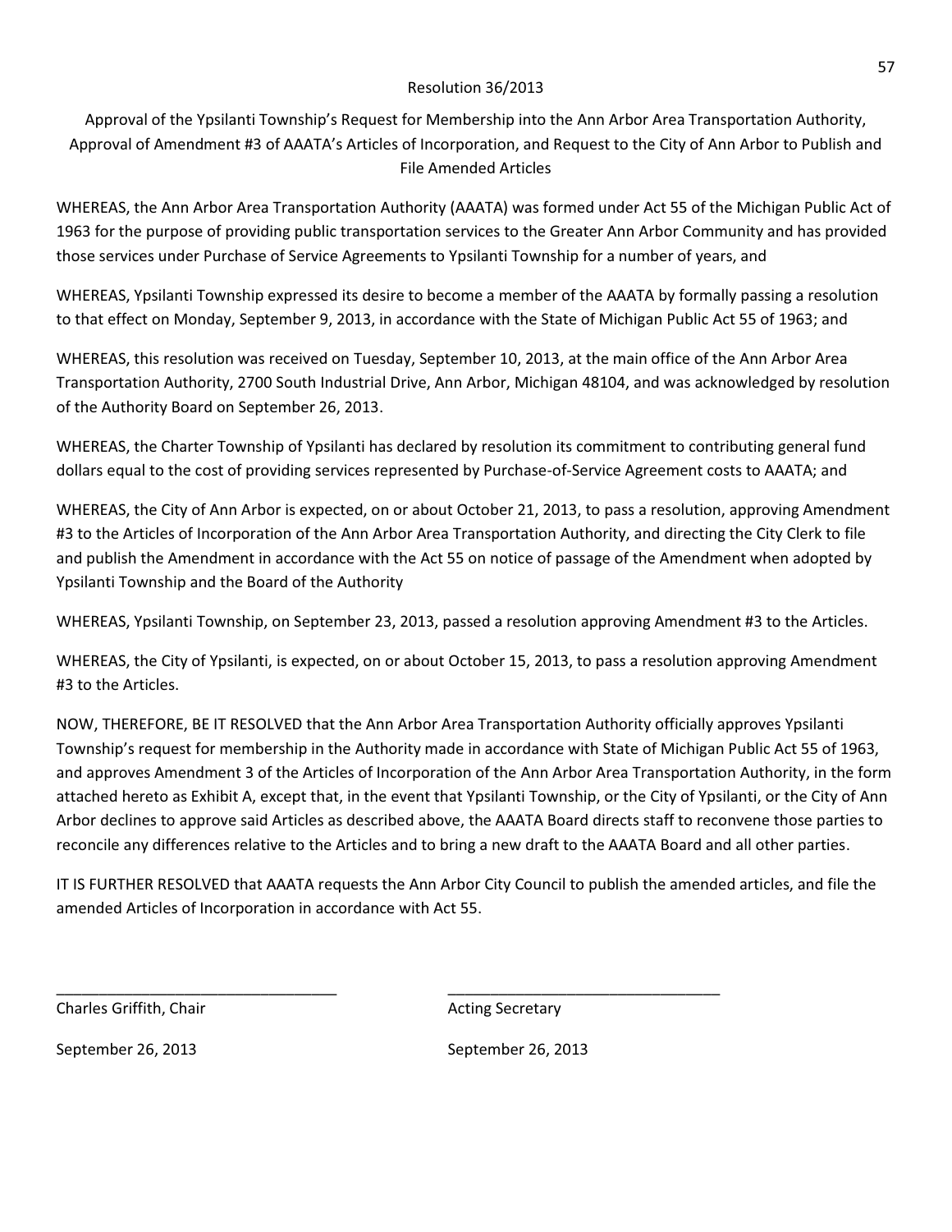# Resolution 36/2013

## Approval of the Ypsilanti Township's Request for Membership into the Ann Arbor Area Transportation Authority, Approval of Amendment #3 of AAATA's Articles of Incorporation, and Request to the City of Ann Arbor to Publish and File Amended Articles

WHEREAS, the Ann Arbor Area Transportation Authority (AAATA) was formed under Act 55 of the Michigan Public Act of 1963 for the purpose of providing public transportation services to the Greater Ann Arbor Community and has provided those services under Purchase of Service Agreements to Ypsilanti Township for a number of years, and

WHEREAS, Ypsilanti Township expressed its desire to become a member of the AAATA by formally passing a resolution to that effect on Monday, September 9, 2013, in accordance with the State of Michigan Public Act 55 of 1963; and

WHEREAS, this resolution was received on Tuesday, September 10, 2013, at the main office of the Ann Arbor Area Transportation Authority, 2700 South Industrial Drive, Ann Arbor, Michigan 48104, and was acknowledged by resolution of the Authority Board on September 26, 2013.

WHEREAS, the Charter Township of Ypsilanti has declared by resolution its commitment to contributing general fund dollars equal to the cost of providing services represented by Purchase-of-Service Agreement costs to AAATA; and

WHEREAS, the City of Ann Arbor is expected, on or about October 21, 2013, to pass a resolution, approving Amendment #3 to the Articles of Incorporation of the Ann Arbor Area Transportation Authority, and directing the City Clerk to file and publish the Amendment in accordance with the Act 55 on notice of passage of the Amendment when adopted by Ypsilanti Township and the Board of the Authority

WHEREAS, Ypsilanti Township, on September 23, 2013, passed a resolution approving Amendment #3 to the Articles.

WHEREAS, the City of Ypsilanti, is expected, on or about October 15, 2013, to pass a resolution approving Amendment #3 to the Articles.

NOW, THEREFORE, BE IT RESOLVED that the Ann Arbor Area Transportation Authority officially approves Ypsilanti Township's request for membership in the Authority made in accordance with State of Michigan Public Act 55 of 1963, and approves Amendment 3 of the Articles of Incorporation of the Ann Arbor Area Transportation Authority, in the form attached hereto as Exhibit A, except that, in the event that Ypsilanti Township, or the City of Ypsilanti, or the City of Ann Arbor declines to approve said Articles as described above, the AAATA Board directs staff to reconvene those parties to reconcile any differences relative to the Articles and to bring a new draft to the AAATA Board and all other parties.

IT IS FURTHER RESOLVED that AAATA requests the Ann Arbor City Council to publish the amended articles, and file the amended Articles of Incorporation in accordance with Act 55.

| | |
|---|---|
| _________________________________ | _________________________________ |
| Charles Griffith, Chair | Acting Secretary |
| September 26, 2013 | September 26, 2013 |